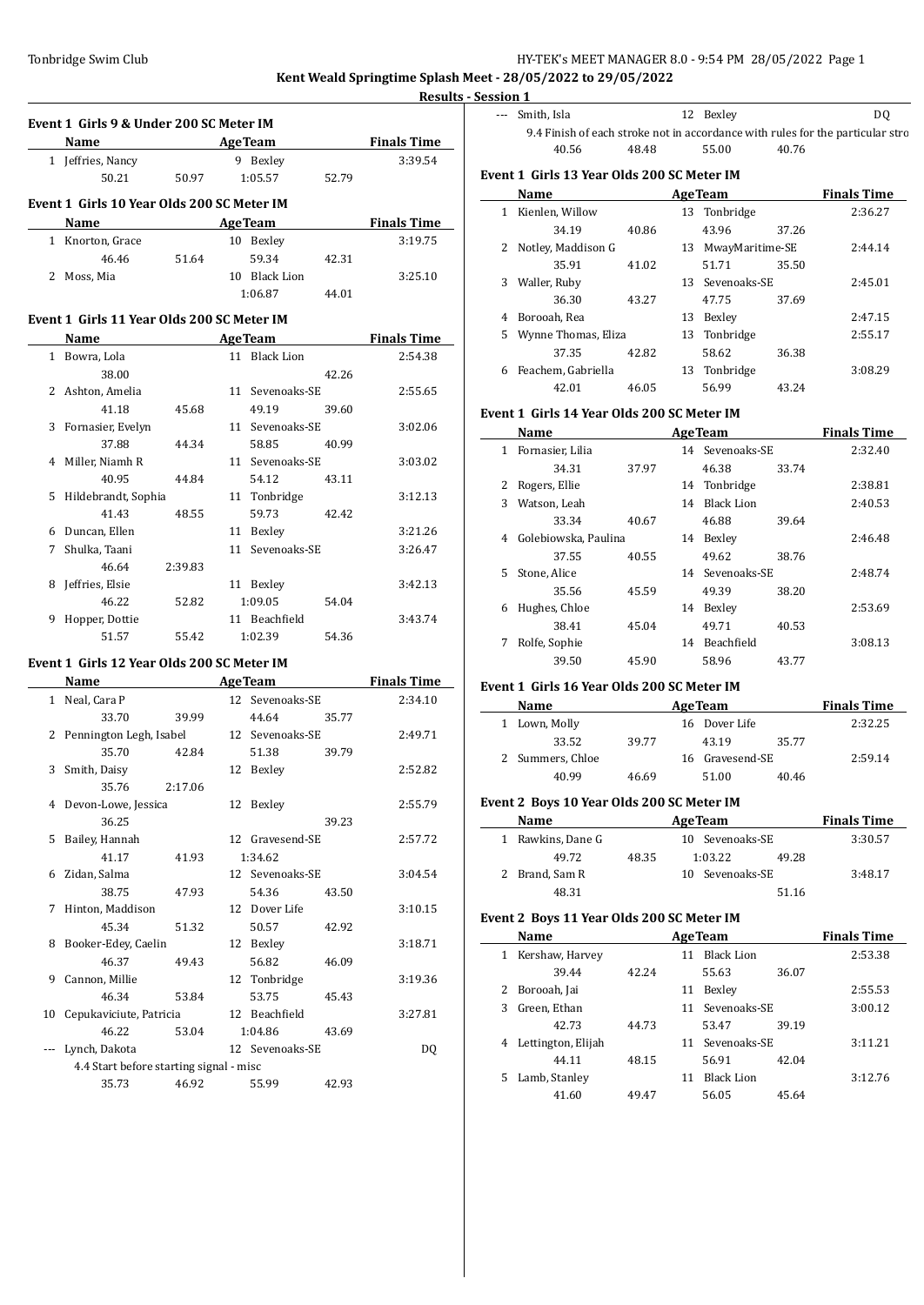Tonbridge Swim Club

**Kent Weald Springtime Splash Meet - 28/05/2022 to 29/05/2022**

**Results - Session 1**

### Event 1 Girls 9 & Under 200 SC Meter IM

| | Name | Age | Team | Finals Time |
|---|---|---|---|---|
| 1 | Jeffries, Nancy | 9 | Bexley | 3:39.54 |
| | 50.21 50.97 1:05.57 52.79 | | | |

### Event 1 Girls 10 Year Olds 200 SC Meter IM

| | Name | Age | Team | Finals Time |
|---|---|---|---|---|
| 1 | Knorton, Grace | 10 | Bexley | 3:19.75 |
| | 46.46 51.64 59.34 42.31 | | | |
| 2 | Moss, Mia | 10 | Black Lion | 3:25.10 |
| | 1:06.87 44.01 | | | |

### Event 1 Girls 11 Year Olds 200 SC Meter IM

| | Name | Age | Team | Finals Time |
|---|---|---|---|---|
| 1 | Bowra, Lola | 11 | Black Lion | 2:54.38 |
| | 38.00 42.26 | | | |
| 2 | Ashton, Amelia | 11 | Sevenoaks-SE | 2:55.65 |
| | 41.18 45.68 49.19 39.60 | | | |
| 3 | Fornasier, Evelyn | 11 | Sevenoaks-SE | 3:02.06 |
| | 37.88 44.34 58.85 40.99 | | | |
| 4 | Miller, Niamh R | 11 | Sevenoaks-SE | 3:03.02 |
| | 40.95 44.84 54.12 43.11 | | | |
| 5 | Hildebrandt, Sophia | 11 | Tonbridge | 3:12.13 |
| | 41.43 48.55 59.73 42.42 | | | |
| 6 | Duncan, Ellen | 11 | Bexley | 3:21.26 |
| 7 | Shulka, Taani | 11 | Sevenoaks-SE | 3:26.47 |
| | 46.64 2:39.83 | | | |
| 8 | Jeffries, Elsie | 11 | Bexley | 3:42.13 |
| | 46.22 52.82 1:09.05 54.04 | | | |
| 9 | Hopper, Dottie | 11 | Beachfield | 3:43.74 |
| | 51.57 55.42 1:02.39 54.36 | | | |

### Event 1 Girls 12 Year Olds 200 SC Meter IM

| | Name | Age | Team | Finals Time |
|---|---|---|---|---|
| 1 | Neal, Cara P | 12 | Sevenoaks-SE | 2:34.10 |
| | 33.70 39.99 44.64 35.77 | | | |
| 2 | Pennington Legh, Isabel | 12 | Sevenoaks-SE | 2:49.71 |
| | 35.70 42.84 51.38 39.79 | | | |
| 3 | Smith, Daisy | 12 | Bexley | 2:52.82 |
| | 35.76 2:17.06 | | | |
| 4 | Devon-Lowe, Jessica | 12 | Bexley | 2:55.79 |
| | 36.25 39.23 | | | |
| 5 | Bailey, Hannah | 12 | Gravesend-SE | 2:57.72 |
| | 41.17 41.93 1:34.62 | | | |
| 6 | Zidan, Salma | 12 | Sevenoaks-SE | 3:04.54 |
| | 38.75 47.93 54.36 43.50 | | | |
| 7 | Hinton, Maddison | 12 | Dover Life | 3:10.15 |
| | 45.34 51.32 50.57 42.92 | | | |
| 8 | Booker-Edey, Caelin | 12 | Bexley | 3:18.71 |
| | 46.37 49.43 56.82 46.09 | | | |
| 9 | Cannon, Millie | 12 | Tonbridge | 3:19.36 |
| | 46.34 53.84 53.75 45.43 | | | |
| 10 | Cepukaviciute, Patricia | 12 | Beachfield | 3:27.81 |
| | 46.22 53.04 1:04.86 43.69 | | | |
| --- | Lynch, Dakota | 12 | Sevenoaks-SE | DQ |
| | 4.4 Start before starting signal - misc | | | |
| | 35.73 46.92 55.99 42.93 | | | |
| --- | Smith, Isla | 12 | Bexley | DQ |
| | 9.4 Finish of each stroke not in accordance with rules for the particular stro | | | |
| | 40.56 48.48 55.00 40.76 | | | |

### Event 1 Girls 13 Year Olds 200 SC Meter IM

| | Name | Age | Team | Finals Time |
|---|---|---|---|---|
| 1 | Kienlen, Willow | 13 | Tonbridge | 2:36.27 |
| | 34.19 40.86 43.96 37.26 | | | |
| 2 | Notley, Maddison G | 13 | MwayMaritime-SE | 2:44.14 |
| | 35.91 41.02 51.71 35.50 | | | |
| 3 | Waller, Ruby | 13 | Sevenoaks-SE | 2:45.01 |
| | 36.30 43.27 47.75 37.69 | | | |
| 4 | Borooah, Rea | 13 | Bexley | 2:47.15 |
| 5 | Wynne Thomas, Eliza | 13 | Tonbridge | 2:55.17 |
| | 37.35 42.82 58.62 36.38 | | | |
| 6 | Feachem, Gabriella | 13 | Tonbridge | 3:08.29 |
| | 42.01 46.05 56.99 43.24 | | | |

### Event 1 Girls 14 Year Olds 200 SC Meter IM

| | Name | Age | Team | Finals Time |
|---|---|---|---|---|
| 1 | Fornasier, Lilia | 14 | Sevenoaks-SE | 2:32.40 |
| | 34.31 37.97 46.38 33.74 | | | |
| 2 | Rogers, Ellie | 14 | Tonbridge | 2:38.81 |
| 3 | Watson, Leah | 14 | Black Lion | 2:40.53 |
| | 33.34 40.67 46.88 39.64 | | | |
| 4 | Golebiowska, Paulina | 14 | Bexley | 2:46.48 |
| | 37.55 40.55 49.62 38.76 | | | |
| 5 | Stone, Alice | 14 | Sevenoaks-SE | 2:48.74 |
| | 35.56 45.59 49.39 38.20 | | | |
| 6 | Hughes, Chloe | 14 | Bexley | 2:53.69 |
| | 38.41 45.04 49.71 40.53 | | | |
| 7 | Rolfe, Sophie | 14 | Beachfield | 3:08.13 |
| | 39.50 45.90 58.96 43.77 | | | |

### Event 1 Girls 16 Year Olds 200 SC Meter IM

| | Name | Age | Team | Finals Time |
|---|---|---|---|---|
| 1 | Lown, Molly | 16 | Dover Life | 2:32.25 |
| | 33.52 39.77 43.19 35.77 | | | |
| 2 | Summers, Chloe | 16 | Gravesend-SE | 2:59.14 |
| | 40.99 46.69 51.00 40.46 | | | |

### Event 2 Boys 10 Year Olds 200 SC Meter IM

| | Name | Age | Team | Finals Time |
|---|---|---|---|---|
| 1 | Rawkins, Dane G | 10 | Sevenoaks-SE | 3:30.57 |
| | 49.72 48.35 1:03.22 49.28 | | | |
| 2 | Brand, Sam R | 10 | Sevenoaks-SE | 3:48.17 |
| | 48.31 51.16 | | | |

### Event 2 Boys 11 Year Olds 200 SC Meter IM

| | Name | Age | Team | Finals Time |
|---|---|---|---|---|
| 1 | Kershaw, Harvey | 11 | Black Lion | 2:53.38 |
| | 39.44 42.24 55.63 36.07 | | | |
| 2 | Borooah, Jai | 11 | Bexley | 2:55.53 |
| 3 | Green, Ethan | 11 | Sevenoaks-SE | 3:00.12 |
| | 42.73 44.73 53.47 39.19 | | | |
| 4 | Lettington, Elijah | 11 | Sevenoaks-SE | 3:11.21 |
| | 44.11 48.15 56.91 42.04 | | | |
| 5 | Lamb, Stanley | 11 | Black Lion | 3:12.76 |
| | 41.60 49.47 56.05 45.64 | | | |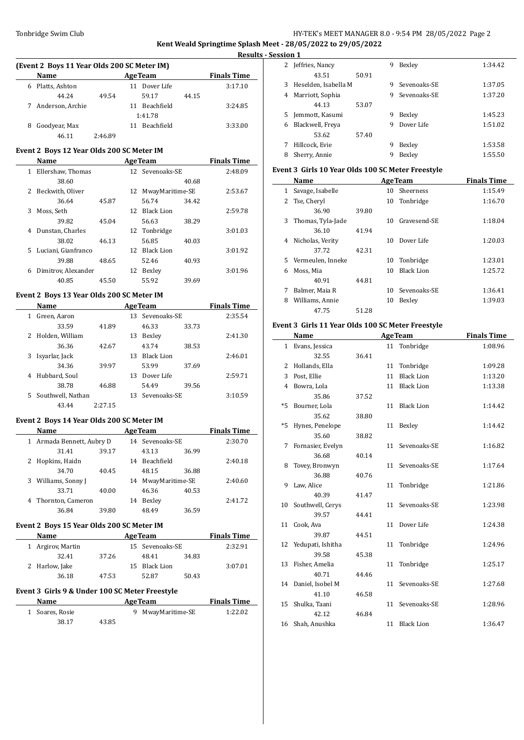Kent Weald Springtime Splash Meet - 28/05/2022 to 29/05/2022

**Results - Session 1**

### (Event 2 Boys 11 Year Olds 200 SC Meter IM)

| | Name | Age | Team | Finals Time |
|---|---|---|---|---|
| 6 | Platts, Ashton | 11 | Dover Life | 3:17.10 |
| | 44.24 | 49.54 | 59.17 | 44.15 |
| 7 | Anderson, Archie | 11 | Beachfield | 3:24.85 |
| | | | 1:41.78 | |
| 8 | Goodyear, Max | 11 | Beachfield | 3:33.00 |
| | 46.11 | 2:46.89 | | |

### Event 2 Boys 12 Year Olds 200 SC Meter IM

| | Name | Age | Team | Finals Time |
|---|---|---|---|---|
| 1 | Ellershaw, Thomas | 12 | Sevenoaks-SE | 2:48.09 |
| | 38.60 | | | 40.68 |
| 2 | Beckwith, Oliver | 12 | MwayMaritime-SE | 2:53.67 |
| | 36.64 | 45.87 | 56.74 | 34.42 |
| 3 | Moss, Seth | 12 | Black Lion | 2:59.78 |
| | 39.82 | 45.04 | 56.63 | 38.29 |
| 4 | Dunstan, Charles | 12 | Tonbridge | 3:01.03 |
| | 38.02 | 46.13 | 56.85 | 40.03 |
| 5 | Luciani, Gianfranco | 12 | Black Lion | 3:01.92 |
| | 39.88 | 48.65 | 52.46 | 40.93 |
| 6 | Dimitrov, Alexander | 12 | Bexley | 3:01.96 |
| | 40.85 | 45.50 | 55.92 | 39.69 |

### Event 2 Boys 13 Year Olds 200 SC Meter IM

| | Name | Age | Team | Finals Time |
|---|---|---|---|---|
| 1 | Green, Aaron | 13 | Sevenoaks-SE | 2:35.54 |
| | 33.59 | 41.89 | 46.33 | 33.73 |
| 2 | Holden, William | 13 | Bexley | 2:41.30 |
| | 36.36 | 42.67 | 43.74 | 38.53 |
| 3 | Isyarlar, Jack | 13 | Black Lion | 2:46.01 |
| | 34.36 | 39.97 | 53.99 | 37.69 |
| 4 | Hubbard, Soul | 13 | Dover Life | 2:59.71 |
| | 38.78 | 46.88 | 54.49 | 39.56 |
| 5 | Southwell, Nathan | 13 | Sevenoaks-SE | 3:10.59 |
| | 43.44 | 2:27.15 | | |

### Event 2 Boys 14 Year Olds 200 SC Meter IM

| | Name | Age | Team | Finals Time |
|---|---|---|---|---|
| 1 | Armada Bennett, Aubry D | 14 | Sevenoaks-SE | 2:30.70 |
| | 31.41 | 39.17 | 43.13 | 36.99 |
| 2 | Hopkins, Haidn | 14 | Beachfield | 2:40.18 |
| | 34.70 | 40.45 | 48.15 | 36.88 |
| 3 | Williams, Sonny J | 14 | MwayMaritime-SE | 2:40.60 |
| | 33.71 | 40.00 | 46.36 | 40.53 |
| 4 | Thornton, Cameron | 14 | Bexley | 2:41.72 |
| | 36.84 | 39.80 | 48.49 | 36.59 |

### Event 2 Boys 15 Year Olds 200 SC Meter IM

| | Name | Age | Team | Finals Time |
|---|---|---|---|---|
| 1 | Argirov, Martin | 15 | Sevenoaks-SE | 2:32.91 |
| | 32.41 | 37.26 | 48.41 | 34.83 |
| 2 | Harlow, Jake | 15 | Black Lion | 3:07.01 |
| | 36.18 | 47.53 | 52.87 | 50.43 |

### Event 3 Girls 9 & Under 100 SC Meter Freestyle

| | Name | Age | Team | Finals Time |
|---|---|---|---|---|
| 1 | Soares, Rosie | 9 | MwayMaritime-SE | 1:22.02 |
| | 38.17 | 43.85 | | |
| 2 | Jeffries, Nancy | 9 | Bexley | 1:34.42 |
| | 43.51 | 50.91 | | |
| 3 | Heselden, Isabella M | 9 | Sevenoaks-SE | 1:37.05 |
| 4 | Marriott, Sophia | 9 | Sevenoaks-SE | 1:37.20 |
| | 44.13 | 53.07 | | |
| 5 | Jemmott, Kasumi | 9 | Bexley | 1:45.23 |
| 6 | Blackwell, Freya | 9 | Dover Life | 1:51.02 |
| | 53.62 | 57.40 | | |
| 7 | Hillcock, Evie | 9 | Bexley | 1:53.58 |
| 8 | Sherry, Annie | 9 | Bexley | 1:55.50 |

### Event 3 Girls 10 Year Olds 100 SC Meter Freestyle

| | Name | Age | Team | Finals Time |
|---|---|---|---|---|
| 1 | Savage, Isabelle | 10 | Sheerness | 1:15.49 |
| 2 | Tse, Cheryl | 10 | Tonbridge | 1:16.70 |
| | 36.90 | 39.80 | | |
| 3 | Thomas, Tyla-Jade | 10 | Gravesend-SE | 1:18.04 |
| | 36.10 | 41.94 | | |
| 4 | Nicholas, Verity | 10 | Dover Life | 1:20.03 |
| | 37.72 | 42.31 | | |
| 5 | Vermeulen, Inneke | 10 | Tonbridge | 1:23.01 |
| 6 | Moss, Mia | 10 | Black Lion | 1:25.72 |
| | 40.91 | 44.81 | | |
| 7 | Balmer, Maia R | 10 | Sevenoaks-SE | 1:36.41 |
| 8 | Williams, Annie | 10 | Bexley | 1:39.03 |
| | 47.75 | 51.28 | | |

### Event 3 Girls 11 Year Olds 100 SC Meter Freestyle

| | Name | Age | Team | Finals Time |
|---|---|---|---|---|
| 1 | Evans, Jessica | 11 | Tonbridge | 1:08.96 |
| | 32.55 | 36.41 | | |
| 2 | Hollands, Ella | 11 | Tonbridge | 1:09.28 |
| 3 | Post, Ellie | 11 | Black Lion | 1:13.20 |
| 4 | Bowra, Lola | 11 | Black Lion | 1:13.38 |
| | 35.86 | 37.52 | | |
| *5 | Bourner, Lola | 11 | Black Lion | 1:14.42 |
| | 35.62 | 38.80 | | |
| *5 | Hynes, Penelope | 11 | Bexley | 1:14.42 |
| | 35.60 | 38.82 | | |
| 7 | Fornasier, Evelyn | 11 | Sevenoaks-SE | 1:16.82 |
| | 36.68 | 40.14 | | |
| 8 | Tovey, Bronwyn | 11 | Sevenoaks-SE | 1:17.64 |
| | 36.88 | 40.76 | | |
| 9 | Law, Alice | 11 | Tonbridge | 1:21.86 |
| | 40.39 | 41.47 | | |
| 10 | Southwell, Cerys | 11 | Sevenoaks-SE | 1:23.98 |
| | 39.57 | 44.41 | | |
| 11 | Cook, Ava | 11 | Dover Life | 1:24.38 |
| | 39.87 | 44.51 | | |
| 12 | Yedupati, Ishitha | 11 | Tonbridge | 1:24.96 |
| | 39.58 | 45.38 | | |
| 13 | Fisher, Amelia | 11 | Tonbridge | 1:25.17 |
| | 40.71 | 44.46 | | |
| 14 | Daniel, Isobel M | 11 | Sevenoaks-SE | 1:27.68 |
| | 41.10 | 46.58 | | |
| 15 | Shulka, Taani | 11 | Sevenoaks-SE | 1:28.96 |
| | 42.12 | 46.84 | | |
| 16 | Shah, Anushka | 11 | Black Lion | 1:36.47 |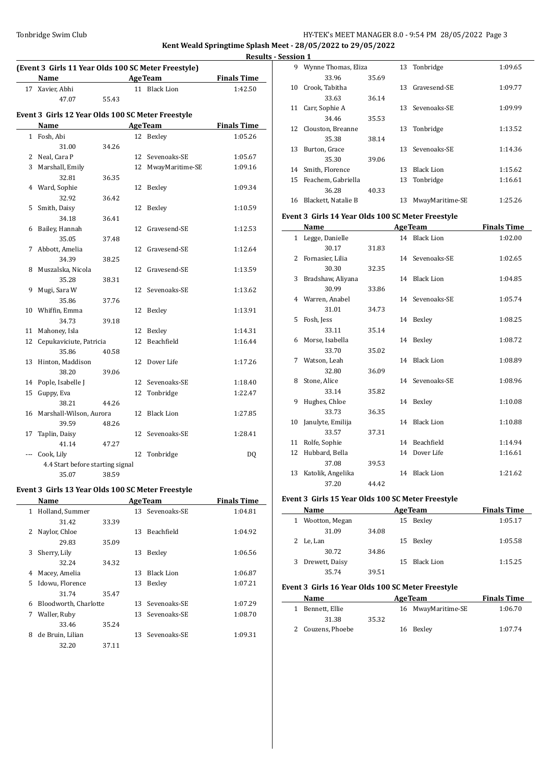**Kent Weald Springtime Splash Meet - 28/05/2022 to 29/05/2022**

**Results - Session 1**

### (Event 3 Girls 11 Year Olds 100 SC Meter Freestyle)

| | Name | Age | Team | Finals Time |
|---|---|---|---|---|
| 17 | Xavier, Abhi | 11 | Black Lion | 1:42.50 |
| | 47.07 55.43 | | | |

### Event 3 Girls 12 Year Olds 100 SC Meter Freestyle

| | Name | Age | Team | Finals Time |
|---|---|---|---|---|
| 1 | Fosh, Abi | 12 | Bexley | 1:05.26 |
| | 31.00 34.26 | | | |
| 2 | Neal, Cara P | 12 | Sevenoaks-SE | 1:05.67 |
| 3 | Marshall, Emily | 12 | MwayMaritime-SE | 1:09.16 |
| | 32.81 36.35 | | | |
| 4 | Ward, Sophie | 12 | Bexley | 1:09.34 |
| | 32.92 36.42 | | | |
| 5 | Smith, Daisy | 12 | Bexley | 1:10.59 |
| | 34.18 36.41 | | | |
| 6 | Bailey, Hannah | 12 | Gravesend-SE | 1:12.53 |
| | 35.05 37.48 | | | |
| 7 | Abbott, Amelia | 12 | Gravesend-SE | 1:12.64 |
| | 34.39 38.25 | | | |
| 8 | Muszalska, Nicola | 12 | Gravesend-SE | 1:13.59 |
| | 35.28 38.31 | | | |
| 9 | Mugi, Sara W | 12 | Sevenoaks-SE | 1:13.62 |
| | 35.86 37.76 | | | |
| 10 | Whiffin, Emma | 12 | Bexley | 1:13.91 |
| | 34.73 39.18 | | | |
| 11 | Mahoney, Isla | 12 | Bexley | 1:14.31 |
| 12 | Cepukaviciute, Patricia | 12 | Beachfield | 1:16.44 |
| | 35.86 40.58 | | | |
| 13 | Hinton, Maddison | 12 | Dover Life | 1:17.26 |
| | 38.20 39.06 | | | |
| 14 | Pople, Isabelle J | 12 | Sevenoaks-SE | 1:18.40 |
| 15 | Guppy, Eva | 12 | Tonbridge | 1:22.47 |
| | 38.21 44.26 | | | |
| 16 | Marshall-Wilson, Aurora | 12 | Black Lion | 1:27.85 |
| | 39.59 48.26 | | | |
| 17 | Taplin, Daisy | 12 | Sevenoaks-SE | 1:28.41 |
| | 41.14 47.27 | | | |
| --- | Cook, Lily | 12 | Tonbridge | DQ |
| | 4.4 Start before starting signal | | | |
| | 35.07 38.59 | | | |

### Event 3 Girls 13 Year Olds 100 SC Meter Freestyle

| | Name | Age | Team | Finals Time |
|---|---|---|---|---|
| 1 | Holland, Summer | 13 | Sevenoaks-SE | 1:04.81 |
| | 31.42 33.39 | | | |
| 2 | Naylor, Chloe | 13 | Beachfield | 1:04.92 |
| | 29.83 35.09 | | | |
| 3 | Sherry, Lily | 13 | Bexley | 1:06.56 |
| | 32.24 34.32 | | | |
| 4 | Macey, Amelia | 13 | Black Lion | 1:06.87 |
| 5 | Idowu, Florence | 13 | Bexley | 1:07.21 |
| | 31.74 35.47 | | | |
| 6 | Bloodworth, Charlotte | 13 | Sevenoaks-SE | 1:07.29 |
| 7 | Waller, Ruby | 13 | Sevenoaks-SE | 1:08.70 |
| | 33.46 35.24 | | | |
| 8 | de Bruin, Lilian | 13 | Sevenoaks-SE | 1:09.31 |
| | 32.20 37.11 | | | |
| 9 | Wynne Thomas, Eliza | 13 | Tonbridge | 1:09.65 |
| | 33.96 35.69 | | | |
| 10 | Crook, Tabitha | 13 | Gravesend-SE | 1:09.77 |
| | 33.63 36.14 | | | |
| 11 | Carr, Sophie A | 13 | Sevenoaks-SE | 1:09.99 |
| | 34.46 35.53 | | | |
| 12 | Clouston, Breanne | 13 | Tonbridge | 1:13.52 |
| | 35.38 38.14 | | | |
| 13 | Burton, Grace | 13 | Sevenoaks-SE | 1:14.36 |
| | 35.30 39.06 | | | |
| 14 | Smith, Florence | 13 | Black Lion | 1:15.62 |
| 15 | Feachem, Gabriella | 13 | Tonbridge | 1:16.61 |
| | 36.28 40.33 | | | |
| 16 | Blackett, Natalie B | 13 | MwayMaritime-SE | 1:25.26 |

### Event 3 Girls 14 Year Olds 100 SC Meter Freestyle

| | Name | Age | Team | Finals Time |
|---|---|---|---|---|
| 1 | Legge, Danielle | 14 | Black Lion | 1:02.00 |
| | 30.17 31.83 | | | |
| 2 | Fornasier, Lilia | 14 | Sevenoaks-SE | 1:02.65 |
| | 30.30 32.35 | | | |
| 3 | Bradshaw, Aliyana | 14 | Black Lion | 1:04.85 |
| | 30.99 33.86 | | | |
| 4 | Warren, Anabel | 14 | Sevenoaks-SE | 1:05.74 |
| | 31.01 34.73 | | | |
| 5 | Fosh, Jess | 14 | Bexley | 1:08.25 |
| | 33.11 35.14 | | | |
| 6 | Morse, Isabella | 14 | Bexley | 1:08.72 |
| | 33.70 35.02 | | | |
| 7 | Watson, Leah | 14 | Black Lion | 1:08.89 |
| | 32.80 36.09 | | | |
| 8 | Stone, Alice | 14 | Sevenoaks-SE | 1:08.96 |
| | 33.14 35.82 | | | |
| 9 | Hughes, Chloe | 14 | Bexley | 1:10.08 |
| | 33.73 36.35 | | | |
| 10 | Janulyte, Emilija | 14 | Black Lion | 1:10.88 |
| | 33.57 37.31 | | | |
| 11 | Rolfe, Sophie | 14 | Beachfield | 1:14.94 |
| 12 | Hubbard, Bella | 14 | Dover Life | 1:16.61 |
| | 37.08 39.53 | | | |
| 13 | Katolik, Angelika | 14 | Black Lion | 1:21.62 |
| | 37.20 44.42 | | | |

### Event 3 Girls 15 Year Olds 100 SC Meter Freestyle

| | Name | Age | Team | Finals Time |
|---|---|---|---|---|
| 1 | Wootton, Megan | 15 | Bexley | 1:05.17 |
| | 31.09 34.08 | | | |
| 2 | Le, Lan | 15 | Bexley | 1:05.58 |
| | 30.72 34.86 | | | |
| 3 | Drewett, Daisy | 15 | Black Lion | 1:15.25 |
| | 35.74 39.51 | | | |

### Event 3 Girls 16 Year Olds 100 SC Meter Freestyle

| | Name | Age | Team | Finals Time |
|---|---|---|---|---|
| 1 | Bennett, Ellie | 16 | MwayMaritime-SE | 1:06.70 |
| | 31.38 35.32 | | | |
| 2 | Couzens, Phoebe | 16 | Bexley | 1:07.74 |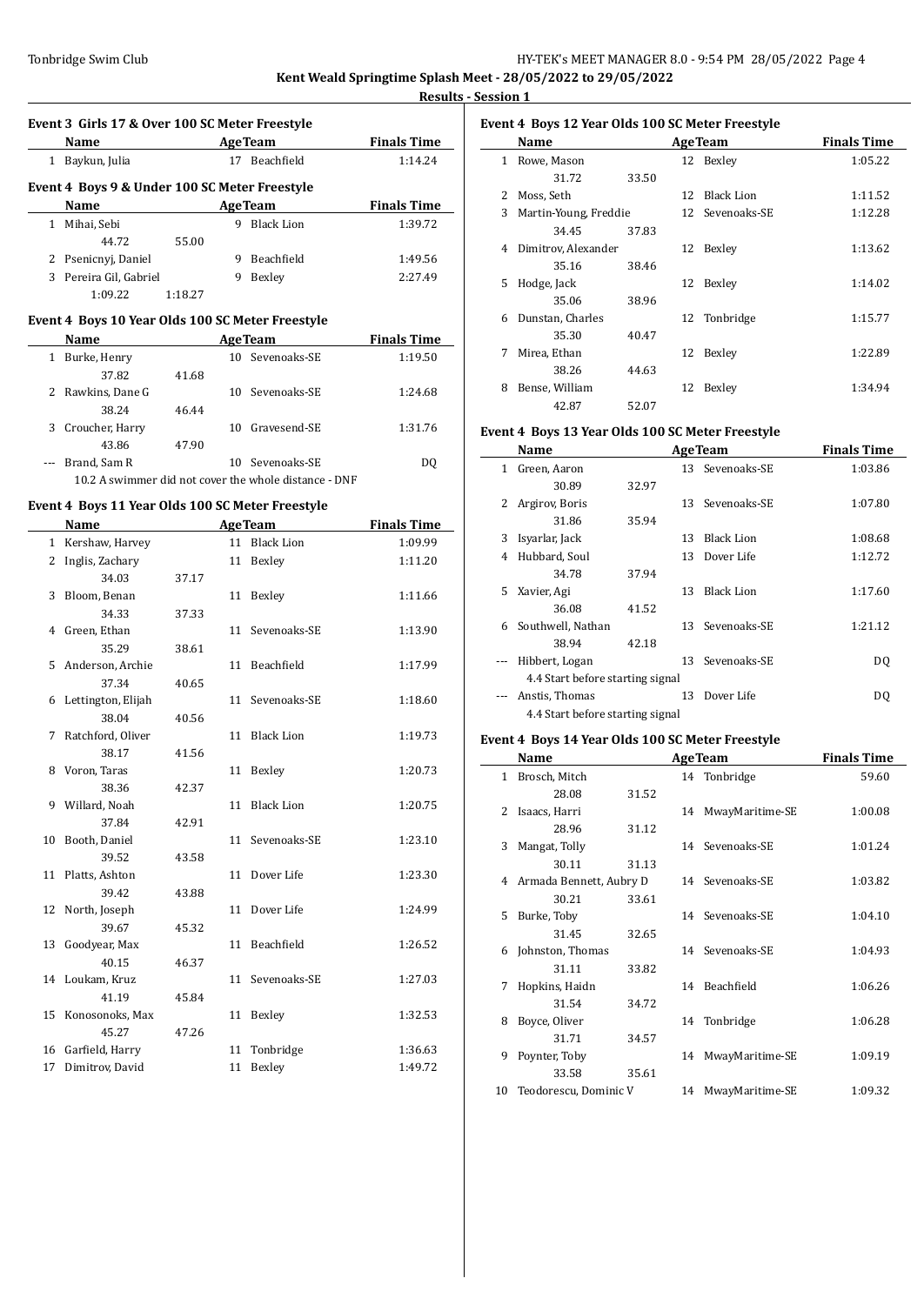Kent Weald Springtime Splash Meet - 28/05/2022 to 29/05/2022

**Results - Session 1**

### Event 3 Girls 17 & Over 100 SC Meter Freestyle

| | Name | | Age | Team | Finals Time |
|---|---|---|---|---|---|
| 1 | Baykun, Julia | | 17 | Beachfield | 1:14.24 |

### Event 4 Boys 9 & Under 100 SC Meter Freestyle

| | Name | | Age | Team | Finals Time |
|---|---|---|---|---|---|
| 1 | Mihai, Sebi | | 9 | Black Lion | 1:39.72 |
| | 44.72 | 55.00 | | | |
| 2 | Psenicnyj, Daniel | | 9 | Beachfield | 1:49.56 |
| 3 | Pereira Gil, Gabriel | | 9 | Bexley | 2:27.49 |
| | 1:09.22 | 1:18.27 | | | |

### Event 4 Boys 10 Year Olds 100 SC Meter Freestyle

| | Name | | Age | Team | Finals Time |
|---|---|---|---|---|---|
| 1 | Burke, Henry | | 10 | Sevenoaks-SE | 1:19.50 |
| | 37.82 | 41.68 | | | |
| 2 | Rawkins, Dane G | | 10 | Sevenoaks-SE | 1:24.68 |
| | 38.24 | 46.44 | | | |
| 3 | Croucher, Harry | | 10 | Gravesend-SE | 1:31.76 |
| | 43.86 | 47.90 | | | |
| --- | Brand, Sam R | | 10 | Sevenoaks-SE | DQ |
| | 10.2 A swimmer did not cover the whole distance - DNF | | | | |

### Event 4 Boys 11 Year Olds 100 SC Meter Freestyle

| | Name | | Age | Team | Finals Time |
|---|---|---|---|---|---|
| 1 | Kershaw, Harvey | | 11 | Black Lion | 1:09.99 |
| 2 | Inglis, Zachary | | 11 | Bexley | 1:11.20 |
| | 34.03 | 37.17 | | | |
| 3 | Bloom, Benan | | 11 | Bexley | 1:11.66 |
| | 34.33 | 37.33 | | | |
| 4 | Green, Ethan | | 11 | Sevenoaks-SE | 1:13.90 |
| | 35.29 | 38.61 | | | |
| 5 | Anderson, Archie | | 11 | Beachfield | 1:17.99 |
| | 37.34 | 40.65 | | | |
| 6 | Lettington, Elijah | | 11 | Sevenoaks-SE | 1:18.60 |
| | 38.04 | 40.56 | | | |
| 7 | Ratchford, Oliver | | 11 | Black Lion | 1:19.73 |
| | 38.17 | 41.56 | | | |
| 8 | Voron, Taras | | 11 | Bexley | 1:20.73 |
| | 38.36 | 42.37 | | | |
| 9 | Willard, Noah | | 11 | Black Lion | 1:20.75 |
| | 37.84 | 42.91 | | | |
| 10 | Booth, Daniel | | 11 | Sevenoaks-SE | 1:23.10 |
| | 39.52 | 43.58 | | | |
| 11 | Platts, Ashton | | 11 | Dover Life | 1:23.30 |
| | 39.42 | 43.88 | | | |
| 12 | North, Joseph | | 11 | Dover Life | 1:24.99 |
| | 39.67 | 45.32 | | | |
| 13 | Goodyear, Max | | 11 | Beachfield | 1:26.52 |
| | 40.15 | 46.37 | | | |
| 14 | Loukam, Kruz | | 11 | Sevenoaks-SE | 1:27.03 |
| | 41.19 | 45.84 | | | |
| 15 | Konosonoks, Max | | 11 | Bexley | 1:32.53 |
| | 45.27 | 47.26 | | | |
| 16 | Garfield, Harry | | 11 | Tonbridge | 1:36.63 |
| 17 | Dimitrov, David | | 11 | Bexley | 1:49.72 |

### Event 4 Boys 12 Year Olds 100 SC Meter Freestyle

| | Name | | Age | Team | Finals Time |
|---|---|---|---|---|---|
| 1 | Rowe, Mason | | 12 | Bexley | 1:05.22 |
| | 31.72 | 33.50 | | | |
| 2 | Moss, Seth | | 12 | Black Lion | 1:11.52 |
| 3 | Martin-Young, Freddie | | 12 | Sevenoaks-SE | 1:12.28 |
| | 34.45 | 37.83 | | | |
| 4 | Dimitrov, Alexander | | 12 | Bexley | 1:13.62 |
| | 35.16 | 38.46 | | | |
| 5 | Hodge, Jack | | 12 | Bexley | 1:14.02 |
| | 35.06 | 38.96 | | | |
| 6 | Dunstan, Charles | | 12 | Tonbridge | 1:15.77 |
| | 35.30 | 40.47 | | | |
| 7 | Mirea, Ethan | | 12 | Bexley | 1:22.89 |
| | 38.26 | 44.63 | | | |
| 8 | Bense, William | | 12 | Bexley | 1:34.94 |
| | 42.87 | 52.07 | | | |

### Event 4 Boys 13 Year Olds 100 SC Meter Freestyle

| | Name | | Age | Team | Finals Time |
|---|---|---|---|---|---|
| 1 | Green, Aaron | | 13 | Sevenoaks-SE | 1:03.86 |
| | 30.89 | 32.97 | | | |
| 2 | Argirov, Boris | | 13 | Sevenoaks-SE | 1:07.80 |
| | 31.86 | 35.94 | | | |
| 3 | Isyarlar, Jack | | 13 | Black Lion | 1:08.68 |
| 4 | Hubbard, Soul | | 13 | Dover Life | 1:12.72 |
| | 34.78 | 37.94 | | | |
| 5 | Xavier, Agi | | 13 | Black Lion | 1:17.60 |
| | 36.08 | 41.52 | | | |
| 6 | Southwell, Nathan | | 13 | Sevenoaks-SE | 1:21.12 |
| | 38.94 | 42.18 | | | |
| --- | Hibbert, Logan | | 13 | Sevenoaks-SE | DQ |
| | 4.4 Start before starting signal | | | | |
| --- | Anstis, Thomas | | 13 | Dover Life | DQ |
| | 4.4 Start before starting signal | | | | |

### Event 4 Boys 14 Year Olds 100 SC Meter Freestyle

| | Name | | Age | Team | Finals Time |
|---|---|---|---|---|---|
| 1 | Brosch, Mitch | | 14 | Tonbridge | 59.60 |
| | 28.08 | 31.52 | | | |
| 2 | Isaacs, Harri | | 14 | MwayMaritime-SE | 1:00.08 |
| | 28.96 | 31.12 | | | |
| 3 | Mangat, Tolly | | 14 | Sevenoaks-SE | 1:01.24 |
| | 30.11 | 31.13 | | | |
| 4 | Armada Bennett, Aubry D | | 14 | Sevenoaks-SE | 1:03.82 |
| | 30.21 | 33.61 | | | |
| 5 | Burke, Toby | | 14 | Sevenoaks-SE | 1:04.10 |
| | 31.45 | 32.65 | | | |
| 6 | Johnston, Thomas | | 14 | Sevenoaks-SE | 1:04.93 |
| | 31.11 | 33.82 | | | |
| 7 | Hopkins, Haidn | | 14 | Beachfield | 1:06.26 |
| | 31.54 | 34.72 | | | |
| 8 | Boyce, Oliver | | 14 | Tonbridge | 1:06.28 |
| | 31.71 | 34.57 | | | |
| 9 | Poynter, Toby | | 14 | MwayMaritime-SE | 1:09.19 |
| | 33.58 | 35.61 | | | |
| 10 | Teodorescu, Dominic V | | 14 | MwayMaritime-SE | 1:09.32 |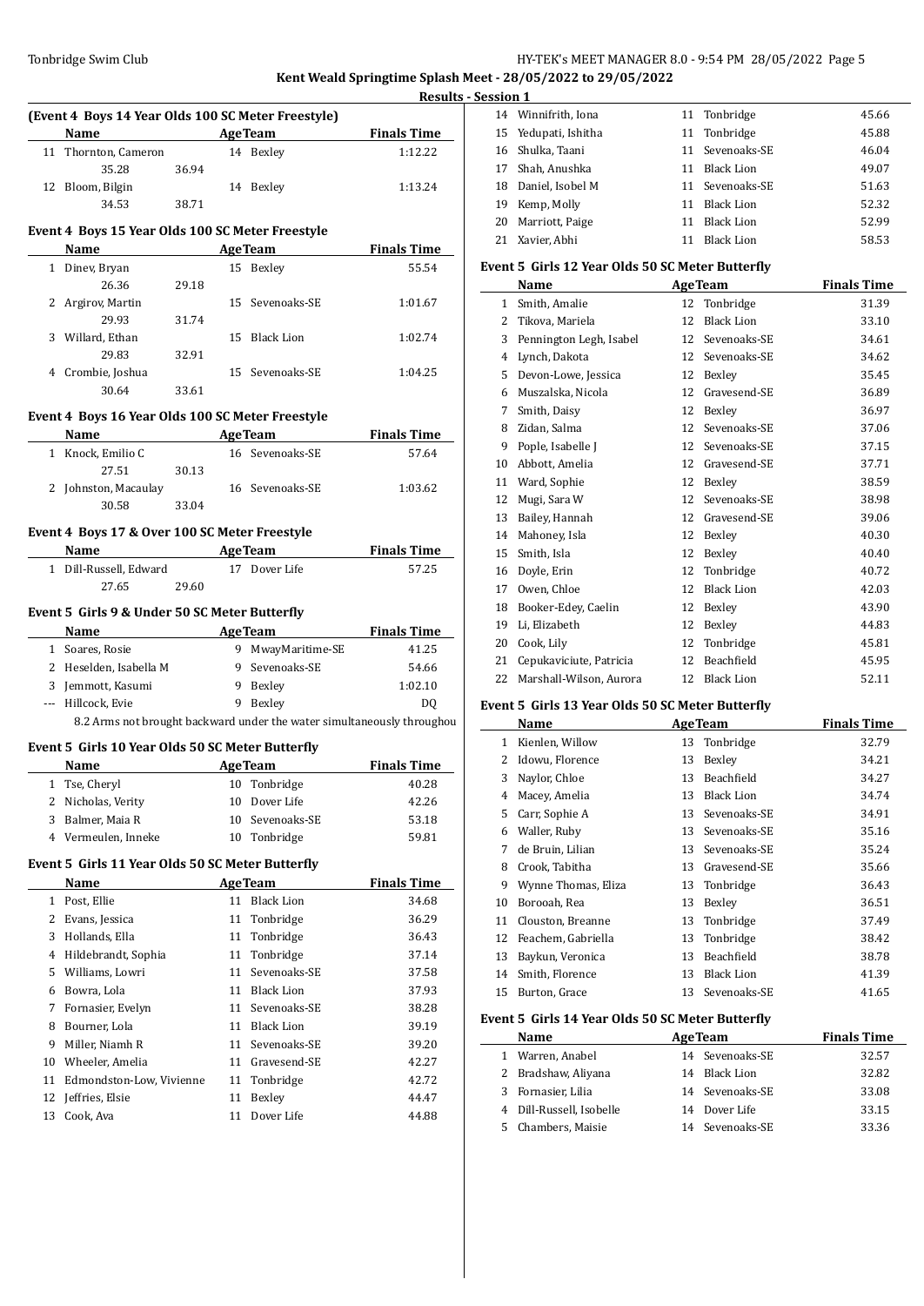**Kent Weald Springtime Splash Meet - 28/05/2022 to 29/05/2022**

**Results - Session 1**

### (Event 4 Boys 14 Year Olds 100 SC Meter Freestyle)

| | Name | | Age | Team | Finals Time |
|---|---|---|---|---|---|
| 11 | Thornton, Cameron | | 14 | Bexley | 1:12.22 |
| | 35.28 | 36.94 | | | |
| 12 | Bloom, Bilgin | | 14 | Bexley | 1:13.24 |
| | 34.53 | 38.71 | | | |

### Event 4 Boys 15 Year Olds 100 SC Meter Freestyle

| | Name | | Age | Team | Finals Time |
|---|---|---|---|---|---|
| 1 | Dinev, Bryan | | 15 | Bexley | 55.54 |
| | 26.36 | 29.18 | | | |
| 2 | Argirov, Martin | | 15 | Sevenoaks-SE | 1:01.67 |
| | 29.93 | 31.74 | | | |
| 3 | Willard, Ethan | | 15 | Black Lion | 1:02.74 |
| | 29.83 | 32.91 | | | |
| 4 | Crombie, Joshua | | 15 | Sevenoaks-SE | 1:04.25 |
| | 30.64 | 33.61 | | | |

### Event 4 Boys 16 Year Olds 100 SC Meter Freestyle

| | Name | | Age | Team | Finals Time |
|---|---|---|---|---|---|
| 1 | Knock, Emilio C | | 16 | Sevenoaks-SE | 57.64 |
| | 27.51 | 30.13 | | | |
| 2 | Johnston, Macaulay | | 16 | Sevenoaks-SE | 1:03.62 |
| | 30.58 | 33.04 | | | |

### Event 4 Boys 17 & Over 100 SC Meter Freestyle

| | Name | | Age | Team | Finals Time |
|---|---|---|---|---|---|
| 1 | Dill-Russell, Edward | | 17 | Dover Life | 57.25 |
| | 27.65 | 29.60 | | | |

### Event 5 Girls 9 & Under 50 SC Meter Butterfly

| | Name | Age | Team | Finals Time |
|---|---|---|---|---|
| 1 | Soares, Rosie | 9 | MwayMaritime-SE | 41.25 |
| 2 | Heselden, Isabella M | 9 | Sevenoaks-SE | 54.66 |
| 3 | Jemmott, Kasumi | 9 | Bexley | 1:02.10 |
| --- | Hillcock, Evie | 9 | Bexley | DQ |

8.2 Arms not brought backward under the water simultaneously throughou

### Event 5 Girls 10 Year Olds 50 SC Meter Butterfly

| | Name | Age | Team | Finals Time |
|---|---|---|---|---|
| 1 | Tse, Cheryl | 10 | Tonbridge | 40.28 |
| 2 | Nicholas, Verity | 10 | Dover Life | 42.26 |
| 3 | Balmer, Maia R | 10 | Sevenoaks-SE | 53.18 |
| 4 | Vermeulen, Inneke | 10 | Tonbridge | 59.81 |

### Event 5 Girls 11 Year Olds 50 SC Meter Butterfly

| | Name | Age | Team | Finals Time |
|---|---|---|---|---|
| 1 | Post, Ellie | 11 | Black Lion | 34.68 |
| 2 | Evans, Jessica | 11 | Tonbridge | 36.29 |
| 3 | Hollands, Ella | 11 | Tonbridge | 36.43 |
| 4 | Hildebrandt, Sophia | 11 | Tonbridge | 37.14 |
| 5 | Williams, Lowri | 11 | Sevenoaks-SE | 37.58 |
| 6 | Bowra, Lola | 11 | Black Lion | 37.93 |
| 7 | Fornasier, Evelyn | 11 | Sevenoaks-SE | 38.28 |
| 8 | Bourner, Lola | 11 | Black Lion | 39.19 |
| 9 | Miller, Niamh R | 11 | Sevenoaks-SE | 39.20 |
| 10 | Wheeler, Amelia | 11 | Gravesend-SE | 42.27 |
| 11 | Edmondston-Low, Vivienne | 11 | Tonbridge | 42.72 |
| 12 | Jeffries, Elsie | 11 | Bexley | 44.47 |
| 13 | Cook, Ava | 11 | Dover Life | 44.88 |
| 14 | Winnifrith, Iona | 11 | Tonbridge | 45.66 |
| 15 | Yedupati, Ishitha | 11 | Tonbridge | 45.88 |
| 16 | Shulka, Taani | 11 | Sevenoaks-SE | 46.04 |
| 17 | Shah, Anushka | 11 | Black Lion | 49.07 |
| 18 | Daniel, Isobel M | 11 | Sevenoaks-SE | 51.63 |
| 19 | Kemp, Molly | 11 | Black Lion | 52.32 |
| 20 | Marriott, Paige | 11 | Black Lion | 52.99 |
| 21 | Xavier, Abhi | 11 | Black Lion | 58.53 |

### Event 5 Girls 12 Year Olds 50 SC Meter Butterfly

| | Name | Age | Team | Finals Time |
|---|---|---|---|---|
| 1 | Smith, Amalie | 12 | Tonbridge | 31.39 |
| 2 | Tikova, Mariela | 12 | Black Lion | 33.10 |
| 3 | Pennington Legh, Isabel | 12 | Sevenoaks-SE | 34.61 |
| 4 | Lynch, Dakota | 12 | Sevenoaks-SE | 34.62 |
| 5 | Devon-Lowe, Jessica | 12 | Bexley | 35.45 |
| 6 | Muszalska, Nicola | 12 | Gravesend-SE | 36.89 |
| 7 | Smith, Daisy | 12 | Bexley | 36.97 |
| 8 | Zidan, Salma | 12 | Sevenoaks-SE | 37.06 |
| 9 | Pople, Isabelle J | 12 | Sevenoaks-SE | 37.15 |
| 10 | Abbott, Amelia | 12 | Gravesend-SE | 37.71 |
| 11 | Ward, Sophie | 12 | Bexley | 38.59 |
| 12 | Mugi, Sara W | 12 | Sevenoaks-SE | 38.98 |
| 13 | Bailey, Hannah | 12 | Gravesend-SE | 39.06 |
| 14 | Mahoney, Isla | 12 | Bexley | 40.30 |
| 15 | Smith, Isla | 12 | Bexley | 40.40 |
| 16 | Doyle, Erin | 12 | Tonbridge | 40.72 |
| 17 | Owen, Chloe | 12 | Black Lion | 42.03 |
| 18 | Booker-Edey, Caelin | 12 | Bexley | 43.90 |
| 19 | Li, Elizabeth | 12 | Bexley | 44.83 |
| 20 | Cook, Lily | 12 | Tonbridge | 45.81 |
| 21 | Cepukaviciute, Patricia | 12 | Beachfield | 45.95 |
| 22 | Marshall-Wilson, Aurora | 12 | Black Lion | 52.11 |

### Event 5 Girls 13 Year Olds 50 SC Meter Butterfly

| | Name | Age | Team | Finals Time |
|---|---|---|---|---|
| 1 | Kienlen, Willow | 13 | Tonbridge | 32.79 |
| 2 | Idowu, Florence | 13 | Bexley | 34.21 |
| 3 | Naylor, Chloe | 13 | Beachfield | 34.27 |
| 4 | Macey, Amelia | 13 | Black Lion | 34.74 |
| 5 | Carr, Sophie A | 13 | Sevenoaks-SE | 34.91 |
| 6 | Waller, Ruby | 13 | Sevenoaks-SE | 35.16 |
| 7 | de Bruin, Lilian | 13 | Sevenoaks-SE | 35.24 |
| 8 | Crook, Tabitha | 13 | Gravesend-SE | 35.66 |
| 9 | Wynne Thomas, Eliza | 13 | Tonbridge | 36.43 |
| 10 | Borooah, Rea | 13 | Bexley | 36.51 |
| 11 | Clouston, Breanne | 13 | Tonbridge | 37.49 |
| 12 | Feachem, Gabriella | 13 | Tonbridge | 38.42 |
| 13 | Baykun, Veronica | 13 | Beachfield | 38.78 |
| 14 | Smith, Florence | 13 | Black Lion | 41.39 |
| 15 | Burton, Grace | 13 | Sevenoaks-SE | 41.65 |

### Event 5 Girls 14 Year Olds 50 SC Meter Butterfly

| | Name | Age | Team | Finals Time |
|---|---|---|---|---|
| 1 | Warren, Anabel | 14 | Sevenoaks-SE | 32.57 |
| 2 | Bradshaw, Aliyana | 14 | Black Lion | 32.82 |
| 3 | Fornasier, Lilia | 14 | Sevenoaks-SE | 33.08 |
| 4 | Dill-Russell, Isobelle | 14 | Dover Life | 33.15 |
| 5 | Chambers, Maisie | 14 | Sevenoaks-SE | 33.36 |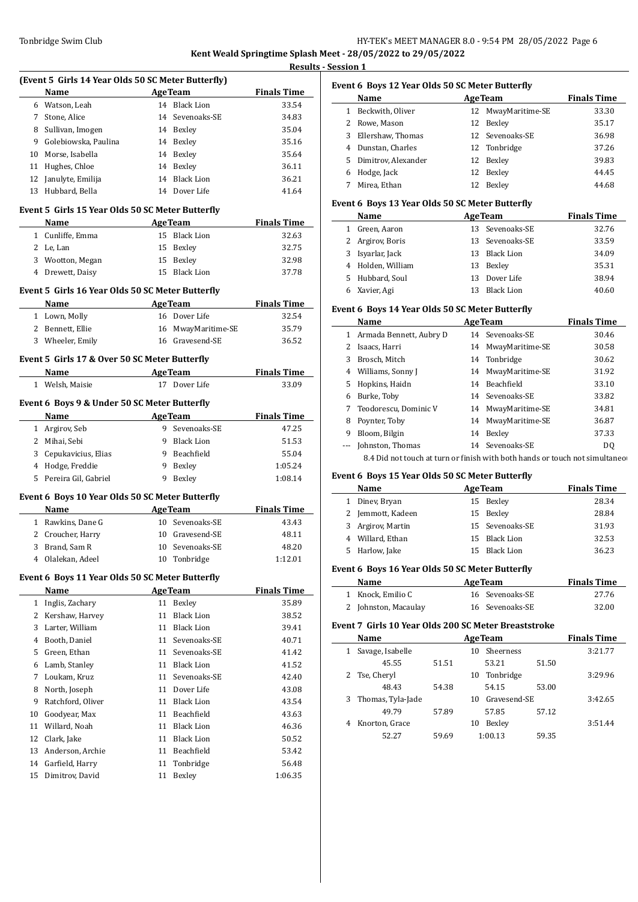**Kent Weald Springtime Splash Meet - 28/05/2022 to 29/05/2022**

**Results - Session 1**

### (Event 5 Girls 14 Year Olds 50 SC Meter Butterfly)

| | Name | Age | Team | Finals Time |
|---|---|---|---|---|
| 6 | Watson, Leah | 14 | Black Lion | 33.54 |
| 7 | Stone, Alice | 14 | Sevenoaks-SE | 34.83 |
| 8 | Sullivan, Imogen | 14 | Bexley | 35.04 |
| 9 | Golebiowska, Paulina | 14 | Bexley | 35.16 |
| 10 | Morse, Isabella | 14 | Bexley | 35.64 |
| 11 | Hughes, Chloe | 14 | Bexley | 36.11 |
| 12 | Janulyte, Emilija | 14 | Black Lion | 36.21 |
| 13 | Hubbard, Bella | 14 | Dover Life | 41.64 |

### Event 5 Girls 15 Year Olds 50 SC Meter Butterfly

| | Name | Age | Team | Finals Time |
|---|---|---|---|---|
| 1 | Cunliffe, Emma | 15 | Black Lion | 32.63 |
| 2 | Le, Lan | 15 | Bexley | 32.75 |
| 3 | Wootton, Megan | 15 | Bexley | 32.98 |
| 4 | Drewett, Daisy | 15 | Black Lion | 37.78 |

### Event 5 Girls 16 Year Olds 50 SC Meter Butterfly

| | Name | Age | Team | Finals Time |
|---|---|---|---|---|
| 1 | Lown, Molly | 16 | Dover Life | 32.54 |
| 2 | Bennett, Ellie | 16 | MwayMaritime-SE | 35.79 |
| 3 | Wheeler, Emily | 16 | Gravesend-SE | 36.52 |

### Event 5 Girls 17 & Over 50 SC Meter Butterfly

| | Name | Age | Team | Finals Time |
|---|---|---|---|---|
| 1 | Welsh, Maisie | 17 | Dover Life | 33.09 |

### Event 6 Boys 9 & Under 50 SC Meter Butterfly

| | Name | Age | Team | Finals Time |
|---|---|---|---|---|
| 1 | Argirov, Seb | 9 | Sevenoaks-SE | 47.25 |
| 2 | Mihai, Sebi | 9 | Black Lion | 51.53 |
| 3 | Cepukavicius, Elias | 9 | Beachfield | 55.04 |
| 4 | Hodge, Freddie | 9 | Bexley | 1:05.24 |
| 5 | Pereira Gil, Gabriel | 9 | Bexley | 1:08.14 |

### Event 6 Boys 10 Year Olds 50 SC Meter Butterfly

| | Name | Age | Team | Finals Time |
|---|---|---|---|---|
| 1 | Rawkins, Dane G | 10 | Sevenoaks-SE | 43.43 |
| 2 | Croucher, Harry | 10 | Gravesend-SE | 48.11 |
| 3 | Brand, Sam R | 10 | Sevenoaks-SE | 48.20 |
| 4 | Olalekan, Adeel | 10 | Tonbridge | 1:12.01 |

### Event 6 Boys 11 Year Olds 50 SC Meter Butterfly

| | Name | Age | Team | Finals Time |
|---|---|---|---|---|
| 1 | Inglis, Zachary | 11 | Bexley | 35.89 |
| 2 | Kershaw, Harvey | 11 | Black Lion | 38.52 |
| 3 | Larter, William | 11 | Black Lion | 39.41 |
| 4 | Booth, Daniel | 11 | Sevenoaks-SE | 40.71 |
| 5 | Green, Ethan | 11 | Sevenoaks-SE | 41.42 |
| 6 | Lamb, Stanley | 11 | Black Lion | 41.52 |
| 7 | Loukam, Kruz | 11 | Sevenoaks-SE | 42.40 |
| 8 | North, Joseph | 11 | Dover Life | 43.08 |
| 9 | Ratchford, Oliver | 11 | Black Lion | 43.54 |
| 10 | Goodyear, Max | 11 | Beachfield | 43.63 |
| 11 | Willard, Noah | 11 | Black Lion | 46.36 |
| 12 | Clark, Jake | 11 | Black Lion | 50.52 |
| 13 | Anderson, Archie | 11 | Beachfield | 53.42 |
| 14 | Garfield, Harry | 11 | Tonbridge | 56.48 |
| 15 | Dimitrov, David | 11 | Bexley | 1:06.35 |

### Event 6 Boys 12 Year Olds 50 SC Meter Butterfly

| | Name | Age | Team | Finals Time |
|---|---|---|---|---|
| 1 | Beckwith, Oliver | 12 | MwayMaritime-SE | 33.30 |
| 2 | Rowe, Mason | 12 | Bexley | 35.17 |
| 3 | Ellershaw, Thomas | 12 | Sevenoaks-SE | 36.98 |
| 4 | Dunstan, Charles | 12 | Tonbridge | 37.26 |
| 5 | Dimitrov, Alexander | 12 | Bexley | 39.83 |
| 6 | Hodge, Jack | 12 | Bexley | 44.45 |
| 7 | Mirea, Ethan | 12 | Bexley | 44.68 |

### Event 6 Boys 13 Year Olds 50 SC Meter Butterfly

| | Name | Age | Team | Finals Time |
|---|---|---|---|---|
| 1 | Green, Aaron | 13 | Sevenoaks-SE | 32.76 |
| 2 | Argirov, Boris | 13 | Sevenoaks-SE | 33.59 |
| 3 | Isyarlar, Jack | 13 | Black Lion | 34.09 |
| 4 | Holden, William | 13 | Bexley | 35.31 |
| 5 | Hubbard, Soul | 13 | Dover Life | 38.94 |
| 6 | Xavier, Agi | 13 | Black Lion | 40.60 |

### Event 6 Boys 14 Year Olds 50 SC Meter Butterfly

| | Name | Age | Team | Finals Time |
|---|---|---|---|---|
| 1 | Armada Bennett, Aubry D | 14 | Sevenoaks-SE | 30.46 |
| 2 | Isaacs, Harri | 14 | MwayMaritime-SE | 30.58 |
| 3 | Brosch, Mitch | 14 | Tonbridge | 30.62 |
| 4 | Williams, Sonny J | 14 | MwayMaritime-SE | 31.92 |
| 5 | Hopkins, Haidn | 14 | Beachfield | 33.10 |
| 6 | Burke, Toby | 14 | Sevenoaks-SE | 33.82 |
| 7 | Teodorescu, Dominic V | 14 | MwayMaritime-SE | 34.81 |
| 8 | Poynter, Toby | 14 | MwayMaritime-SE | 36.87 |
| 9 | Bloom, Bilgin | 14 | Bexley | 37.33 |
| --- | Johnston, Thomas | 14 | Sevenoaks-SE | DQ |

8.4 Did not touch at turn or finish with both hands or touch not simultaneou

### Event 6 Boys 15 Year Olds 50 SC Meter Butterfly

| | Name | Age | Team | Finals Time |
|---|---|---|---|---|
| 1 | Dinev, Bryan | 15 | Bexley | 28.34 |
| 2 | Jemmott, Kadeen | 15 | Bexley | 28.84 |
| 3 | Argirov, Martin | 15 | Sevenoaks-SE | 31.93 |
| 4 | Willard, Ethan | 15 | Black Lion | 32.53 |
| 5 | Harlow, Jake | 15 | Black Lion | 36.23 |

### Event 6 Boys 16 Year Olds 50 SC Meter Butterfly

| | Name | Age | Team | Finals Time |
|---|---|---|---|---|
| 1 | Knock, Emilio C | 16 | Sevenoaks-SE | 27.76 |
| 2 | Johnston, Macaulay | 16 | Sevenoaks-SE | 32.00 |

### Event 7 Girls 10 Year Olds 200 SC Meter Breaststroke

| | Name | Age | Team | Finals Time |
|---|---|---|---|---|
| 1 | Savage, Isabelle | 10 | Sheerness | 3:21.77 |
| | 45.55 51.51 | | 53.21 51.50 | |
| 2 | Tse, Cheryl | 10 | Tonbridge | 3:29.96 |
| | 48.43 54.38 | | 54.15 53.00 | |
| 3 | Thomas, Tyla-Jade | 10 | Gravesend-SE | 3:42.65 |
| | 49.79 57.89 | | 57.85 57.12 | |
| 4 | Knorton, Grace | 10 | Bexley | 3:51.44 |
| | 52.27 59.69 | | 1:00.13 59.35 | |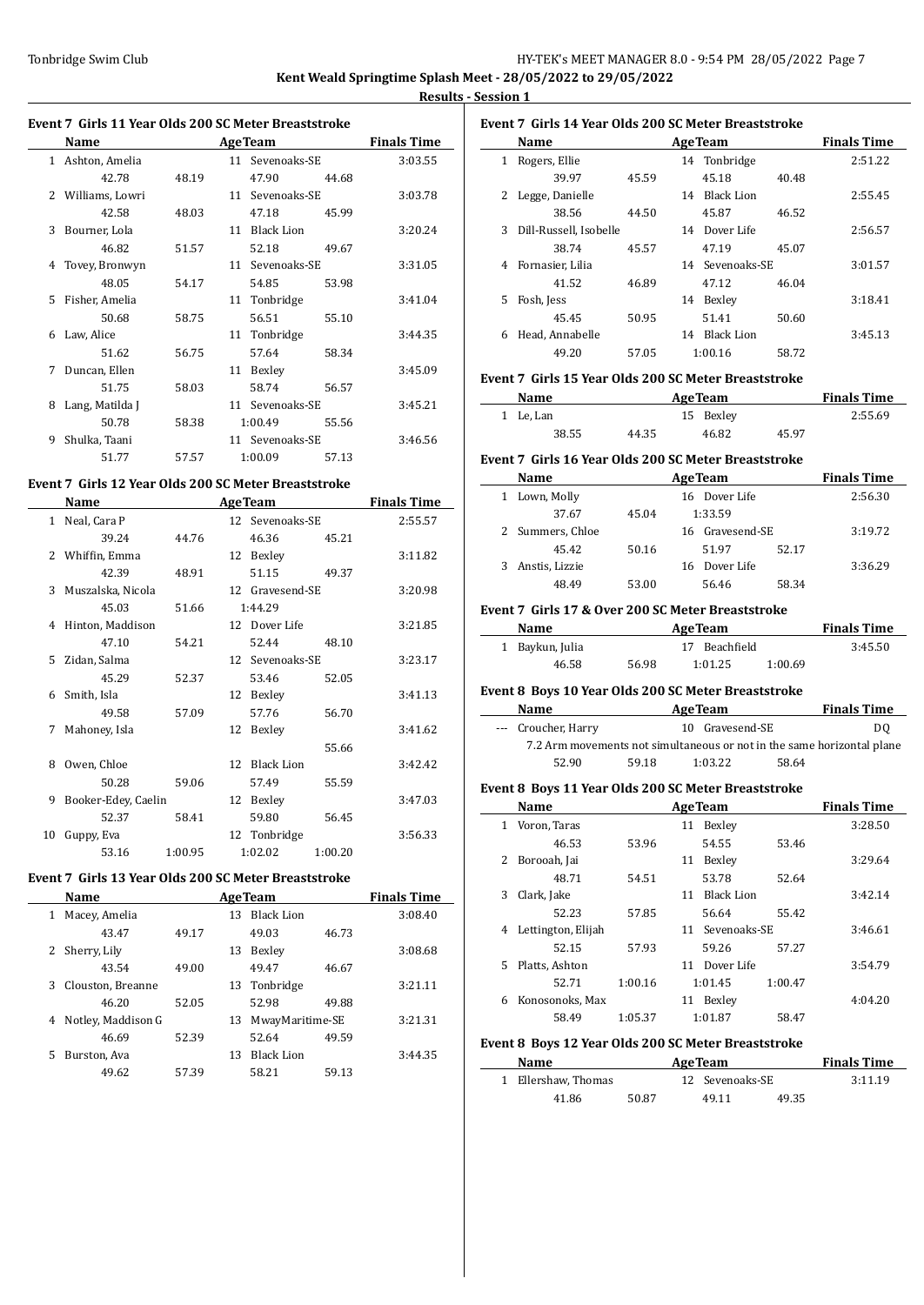**Kent Weald Springtime Splash Meet - 28/05/2022 to 29/05/2022**

**Results - Session 1**

### Event 7 Girls 11 Year Olds 200 SC Meter Breaststroke

| | Name | Age | Team | Finals Time |
|---|---|---|---|---|
| 1 | Ashton, Amelia | 11 | Sevenoaks-SE | 3:03.55 |
| | 42.78 48.19 47.90 44.68 | | | |
| 2 | Williams, Lowri | 11 | Sevenoaks-SE | 3:03.78 |
| | 42.58 48.03 47.18 45.99 | | | |
| 3 | Bourner, Lola | 11 | Black Lion | 3:20.24 |
| | 46.82 51.57 52.18 49.67 | | | |
| 4 | Tovey, Bronwyn | 11 | Sevenoaks-SE | 3:31.05 |
| | 48.05 54.17 54.85 53.98 | | | |
| 5 | Fisher, Amelia | 11 | Tonbridge | 3:41.04 |
| | 50.68 58.75 56.51 55.10 | | | |
| 6 | Law, Alice | 11 | Tonbridge | 3:44.35 |
| | 51.62 56.75 57.64 58.34 | | | |
| 7 | Duncan, Ellen | 11 | Bexley | 3:45.09 |
| | 51.75 58.03 58.74 56.57 | | | |
| 8 | Lang, Matilda J | 11 | Sevenoaks-SE | 3:45.21 |
| | 50.78 58.38 1:00.49 55.56 | | | |
| 9 | Shulka, Taani | 11 | Sevenoaks-SE | 3:46.56 |
| | 51.77 57.57 1:00.09 57.13 | | | |

### Event 7 Girls 12 Year Olds 200 SC Meter Breaststroke

| | Name | Age | Team | Finals Time |
|---|---|---|---|---|
| 1 | Neal, Cara P | 12 | Sevenoaks-SE | 2:55.57 |
| | 39.24 44.76 46.36 45.21 | | | |
| 2 | Whiffin, Emma | 12 | Bexley | 3:11.82 |
| | 42.39 48.91 51.15 49.37 | | | |
| 3 | Muszalska, Nicola | 12 | Gravesend-SE | 3:20.98 |
| | 45.03 51.66 1:44.29 | | | |
| 4 | Hinton, Maddison | 12 | Dover Life | 3:21.85 |
| | 47.10 54.21 52.44 48.10 | | | |
| 5 | Zidan, Salma | 12 | Sevenoaks-SE | 3:23.17 |
| | 45.29 52.37 53.46 52.05 | | | |
| 6 | Smith, Isla | 12 | Bexley | 3:41.13 |
| | 49.58 57.09 57.76 56.70 | | | |
| 7 | Mahoney, Isla | 12 | Bexley | 3:41.62 |
| | 55.66 | | | |
| 8 | Owen, Chloe | 12 | Black Lion | 3:42.42 |
| | 50.28 59.06 57.49 55.59 | | | |
| 9 | Booker-Edey, Caelin | 12 | Bexley | 3:47.03 |
| | 52.37 58.41 59.80 56.45 | | | |
| 10 | Guppy, Eva | 12 | Tonbridge | 3:56.33 |
| | 53.16 1:00.95 1:02.02 1:00.20 | | | |

### Event 7 Girls 13 Year Olds 200 SC Meter Breaststroke

| | Name | Age | Team | Finals Time |
|---|---|---|---|---|
| 1 | Macey, Amelia | 13 | Black Lion | 3:08.40 |
| | 43.47 49.17 49.03 46.73 | | | |
| 2 | Sherry, Lily | 13 | Bexley | 3:08.68 |
| | 43.54 49.00 49.47 46.67 | | | |
| 3 | Clouston, Breanne | 13 | Tonbridge | 3:21.11 |
| | 46.20 52.05 52.98 49.88 | | | |
| 4 | Notley, Maddison G | 13 | MwayMaritime-SE | 3:21.31 |
| | 46.69 52.39 52.64 49.59 | | | |
| 5 | Burston, Ava | 13 | Black Lion | 3:44.35 |
| | 49.62 57.39 58.21 59.13 | | | |

### Event 7 Girls 14 Year Olds 200 SC Meter Breaststroke

| | Name | Age | Team | Finals Time |
|---|---|---|---|---|
| 1 | Rogers, Ellie | 14 | Tonbridge | 2:51.22 |
| | 39.97 45.59 45.18 40.48 | | | |
| 2 | Legge, Danielle | 14 | Black Lion | 2:55.45 |
| | 38.56 44.50 45.87 46.52 | | | |
| 3 | Dill-Russell, Isobelle | 14 | Dover Life | 2:56.57 |
| | 38.74 45.57 47.19 45.07 | | | |
| 4 | Fornasier, Lilia | 14 | Sevenoaks-SE | 3:01.57 |
| | 41.52 46.89 47.12 46.04 | | | |
| 5 | Fosh, Jess | 14 | Bexley | 3:18.41 |
| | 45.45 50.95 51.41 50.60 | | | |
| 6 | Head, Annabelle | 14 | Black Lion | 3:45.13 |
| | 49.20 57.05 1:00.16 58.72 | | | |

### Event 7 Girls 15 Year Olds 200 SC Meter Breaststroke

| | Name | Age | Team | Finals Time |
|---|---|---|---|---|
| 1 | Le, Lan | 15 | Bexley | 2:55.69 |
| | 38.55 44.35 46.82 45.97 | | | |

### Event 7 Girls 16 Year Olds 200 SC Meter Breaststroke

| | Name | Age | Team | Finals Time |
|---|---|---|---|---|
| 1 | Lown, Molly | 16 | Dover Life | 2:56.30 |
| | 37.67 45.04 1:33.59 | | | |
| 2 | Summers, Chloe | 16 | Gravesend-SE | 3:19.72 |
| | 45.42 50.16 51.97 52.17 | | | |
| 3 | Anstis, Lizzie | 16 | Dover Life | 3:36.29 |
| | 48.49 53.00 56.46 58.34 | | | |

### Event 7 Girls 17 & Over 200 SC Meter Breaststroke

| | Name | Age | Team | Finals Time |
|---|---|---|---|---|
| 1 | Baykun, Julia | 17 | Beachfield | 3:45.50 |
| | 46.58 56.98 1:01.25 1:00.69 | | | |

### Event 8 Boys 10 Year Olds 200 SC Meter Breaststroke

| | Name | Age | Team | Finals Time |
|---|---|---|---|---|
| --- | Croucher, Harry | 10 | Gravesend-SE | DQ |
| | 7.2 Arm movements not simultaneous or not in the same horizontal plane | | | |
| | 52.90 59.18 1:03.22 58.64 | | | |

### Event 8 Boys 11 Year Olds 200 SC Meter Breaststroke

| | Name | Age | Team | Finals Time |
|---|---|---|---|---|
| 1 | Voron, Taras | 11 | Bexley | 3:28.50 |
| | 46.53 53.96 54.55 53.46 | | | |
| 2 | Borooah, Jai | 11 | Bexley | 3:29.64 |
| | 48.71 54.51 53.78 52.64 | | | |
| 3 | Clark, Jake | 11 | Black Lion | 3:42.14 |
| | 52.23 57.85 56.64 55.42 | | | |
| 4 | Lettington, Elijah | 11 | Sevenoaks-SE | 3:46.61 |
| | 52.15 57.93 59.26 57.27 | | | |
| 5 | Platts, Ashton | 11 | Dover Life | 3:54.79 |
| | 52.71 1:00.16 1:01.45 1:00.47 | | | |
| 6 | Konosonoks, Max | 11 | Bexley | 4:04.20 |
| | 58.49 1:05.37 1:01.87 58.47 | | | |

### Event 8 Boys 12 Year Olds 200 SC Meter Breaststroke

| | Name | Age | Team | Finals Time |
|---|---|---|---|---|
| 1 | Ellershaw, Thomas | 12 | Sevenoaks-SE | 3:11.19 |
| | 41.86 50.87 49.11 49.35 | | | |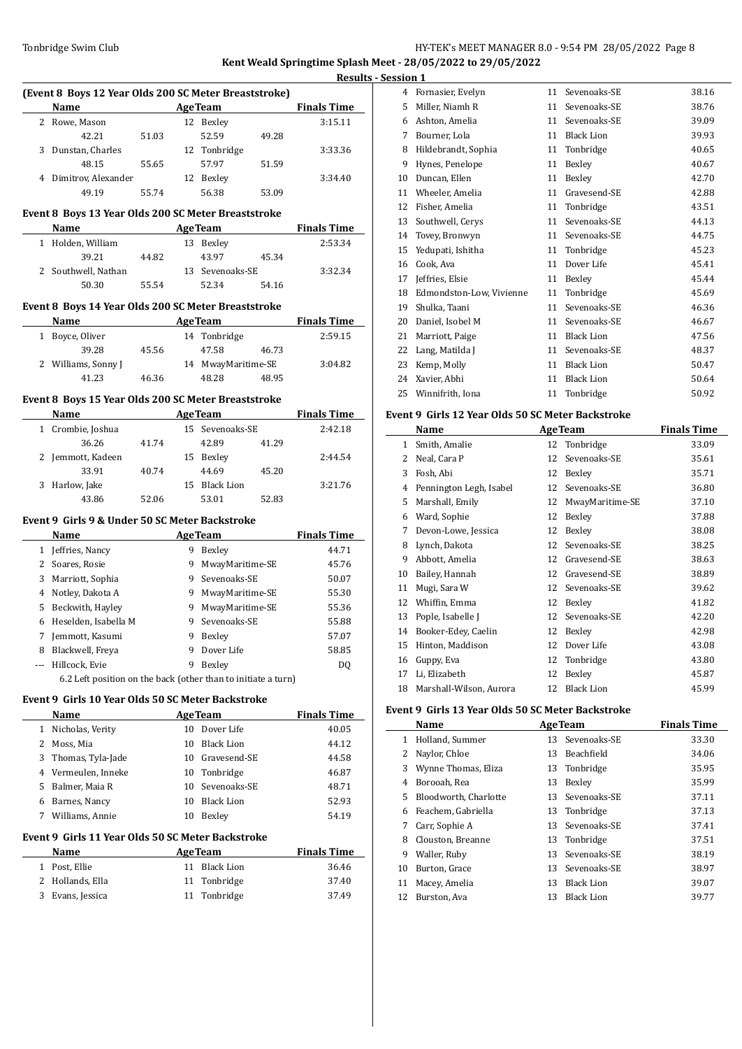**Kent Weald Springtime Splash Meet - 28/05/2022 to 29/05/2022**

**Results - Session 1**

### (Event 8 Boys 12 Year Olds 200 SC Meter Breaststroke)

| | Name | Age | Team | Finals Time |
|---|---|---|---|---|
| 2 | Rowe, Mason | 12 | Bexley | 3:15.11 |
| | 42.21 51.03 52.59 49.28 | | | |
| 3 | Dunstan, Charles | 12 | Tonbridge | 3:33.36 |
| | 48.15 55.65 57.97 51.59 | | | |
| 4 | Dimitrov, Alexander | 12 | Bexley | 3:34.40 |
| | 49.19 55.74 56.38 53.09 | | | |

### Event 8 Boys 13 Year Olds 200 SC Meter Breaststroke

| | Name | Age | Team | Finals Time |
|---|---|---|---|---|
| 1 | Holden, William | 13 | Bexley | 2:53.34 |
| | 39.21 44.82 43.97 45.34 | | | |
| 2 | Southwell, Nathan | 13 | Sevenoaks-SE | 3:32.34 |
| | 50.30 55.54 52.34 54.16 | | | |

### Event 8 Boys 14 Year Olds 200 SC Meter Breaststroke

| | Name | Age | Team | Finals Time |
|---|---|---|---|---|
| 1 | Boyce, Oliver | 14 | Tonbridge | 2:59.15 |
| | 39.28 45.56 47.58 46.73 | | | |
| 2 | Williams, Sonny J | 14 | MwayMaritime-SE | 3:04.82 |
| | 41.23 46.36 48.28 48.95 | | | |

### Event 8 Boys 15 Year Olds 200 SC Meter Breaststroke

| | Name | Age | Team | Finals Time |
|---|---|---|---|---|
| 1 | Crombie, Joshua | 15 | Sevenoaks-SE | 2:42.18 |
| | 36.26 41.74 42.89 41.29 | | | |
| 2 | Jemmott, Kadeen | 15 | Bexley | 2:44.54 |
| | 33.91 40.74 44.69 45.20 | | | |
| 3 | Harlow, Jake | 15 | Black Lion | 3:21.76 |
| | 43.86 52.06 53.01 52.83 | | | |

### Event 9 Girls 9 & Under 50 SC Meter Backstroke

| | Name | Age | Team | Finals Time |
|---|---|---|---|---|
| 1 | Jeffries, Nancy | 9 | Bexley | 44.71 |
| 2 | Soares, Rosie | 9 | MwayMaritime-SE | 45.76 |
| 3 | Marriott, Sophia | 9 | Sevenoaks-SE | 50.07 |
| 4 | Notley, Dakota A | 9 | MwayMaritime-SE | 55.30 |
| 5 | Beckwith, Hayley | 9 | MwayMaritime-SE | 55.36 |
| 6 | Heselden, Isabella M | 9 | Sevenoaks-SE | 55.88 |
| 7 | Jemmott, Kasumi | 9 | Bexley | 57.07 |
| 8 | Blackwell, Freya | 9 | Dover Life | 58.85 |
| --- | Hillcock, Evie | 9 | Bexley | DQ |
| | 6.2 Left position on the back (other than to initiate a turn) | | | |

### Event 9 Girls 10 Year Olds 50 SC Meter Backstroke

| | Name | Age | Team | Finals Time |
|---|---|---|---|---|
| 1 | Nicholas, Verity | 10 | Dover Life | 40.05 |
| 2 | Moss, Mia | 10 | Black Lion | 44.12 |
| 3 | Thomas, Tyla-Jade | 10 | Gravesend-SE | 44.58 |
| 4 | Vermeulen, Inneke | 10 | Tonbridge | 46.87 |
| 5 | Balmer, Maia R | 10 | Sevenoaks-SE | 48.71 |
| 6 | Barnes, Nancy | 10 | Black Lion | 52.93 |
| 7 | Williams, Annie | 10 | Bexley | 54.19 |

### Event 9 Girls 11 Year Olds 50 SC Meter Backstroke

| | Name | Age | Team | Finals Time |
|---|---|---|---|---|
| 1 | Post, Ellie | 11 | Black Lion | 36.46 |
| 2 | Hollands, Ella | 11 | Tonbridge | 37.40 |
| 3 | Evans, Jessica | 11 | Tonbridge | 37.49 |
| 4 | Fornasier, Evelyn | 11 | Sevenoaks-SE | 38.16 |
| 5 | Miller, Niamh R | 11 | Sevenoaks-SE | 38.76 |
| 6 | Ashton, Amelia | 11 | Sevenoaks-SE | 39.09 |
| 7 | Bourner, Lola | 11 | Black Lion | 39.93 |
| 8 | Hildebrandt, Sophia | 11 | Tonbridge | 40.65 |
| 9 | Hynes, Penelope | 11 | Bexley | 40.67 |
| 10 | Duncan, Ellen | 11 | Bexley | 42.70 |
| 11 | Wheeler, Amelia | 11 | Gravesend-SE | 42.88 |
| 12 | Fisher, Amelia | 11 | Tonbridge | 43.51 |
| 13 | Southwell, Cerys | 11 | Sevenoaks-SE | 44.13 |
| 14 | Tovey, Bronwyn | 11 | Sevenoaks-SE | 44.75 |
| 15 | Yedupati, Ishitha | 11 | Tonbridge | 45.23 |
| 16 | Cook, Ava | 11 | Dover Life | 45.41 |
| 17 | Jeffries, Elsie | 11 | Bexley | 45.44 |
| 18 | Edmondston-Low, Vivienne | 11 | Tonbridge | 45.69 |
| 19 | Shulka, Taani | 11 | Sevenoaks-SE | 46.36 |
| 20 | Daniel, Isobel M | 11 | Sevenoaks-SE | 46.67 |
| 21 | Marriott, Paige | 11 | Black Lion | 47.56 |
| 22 | Lang, Matilda J | 11 | Sevenoaks-SE | 48.37 |
| 23 | Kemp, Molly | 11 | Black Lion | 50.47 |
| 24 | Xavier, Abhi | 11 | Black Lion | 50.64 |
| 25 | Winnifrith, Iona | 11 | Tonbridge | 50.92 |

### Event 9 Girls 12 Year Olds 50 SC Meter Backstroke

| | Name | Age | Team | Finals Time |
|---|---|---|---|---|
| 1 | Smith, Amalie | 12 | Tonbridge | 33.09 |
| 2 | Neal, Cara P | 12 | Sevenoaks-SE | 35.61 |
| 3 | Fosh, Abi | 12 | Bexley | 35.71 |
| 4 | Pennington Legh, Isabel | 12 | Sevenoaks-SE | 36.80 |
| 5 | Marshall, Emily | 12 | MwayMaritime-SE | 37.10 |
| 6 | Ward, Sophie | 12 | Bexley | 37.88 |
| 7 | Devon-Lowe, Jessica | 12 | Bexley | 38.08 |
| 8 | Lynch, Dakota | 12 | Sevenoaks-SE | 38.25 |
| 9 | Abbott, Amelia | 12 | Gravesend-SE | 38.63 |
| 10 | Bailey, Hannah | 12 | Gravesend-SE | 38.89 |
| 11 | Mugi, Sara W | 12 | Sevenoaks-SE | 39.62 |
| 12 | Whiffin, Emma | 12 | Bexley | 41.82 |
| 13 | Pople, Isabelle J | 12 | Sevenoaks-SE | 42.20 |
| 14 | Booker-Edey, Caelin | 12 | Bexley | 42.98 |
| 15 | Hinton, Maddison | 12 | Dover Life | 43.08 |
| 16 | Guppy, Eva | 12 | Tonbridge | 43.80 |
| 17 | Li, Elizabeth | 12 | Bexley | 45.87 |
| 18 | Marshall-Wilson, Aurora | 12 | Black Lion | 45.99 |

### Event 9 Girls 13 Year Olds 50 SC Meter Backstroke

| | Name | Age | Team | Finals Time |
|---|---|---|---|---|
| 1 | Holland, Summer | 13 | Sevenoaks-SE | 33.30 |
| 2 | Naylor, Chloe | 13 | Beachfield | 34.06 |
| 3 | Wynne Thomas, Eliza | 13 | Tonbridge | 35.95 |
| 4 | Borooah, Rea | 13 | Bexley | 35.99 |
| 5 | Bloodworth, Charlotte | 13 | Sevenoaks-SE | 37.11 |
| 6 | Feachem, Gabriella | 13 | Tonbridge | 37.13 |
| 7 | Carr, Sophie A | 13 | Sevenoaks-SE | 37.41 |
| 8 | Clouston, Breanne | 13 | Tonbridge | 37.51 |
| 9 | Waller, Ruby | 13 | Sevenoaks-SE | 38.19 |
| 10 | Burton, Grace | 13 | Sevenoaks-SE | 38.97 |
| 11 | Macey, Amelia | 13 | Black Lion | 39.07 |
| 12 | Burston, Ava | 13 | Black Lion | 39.77 |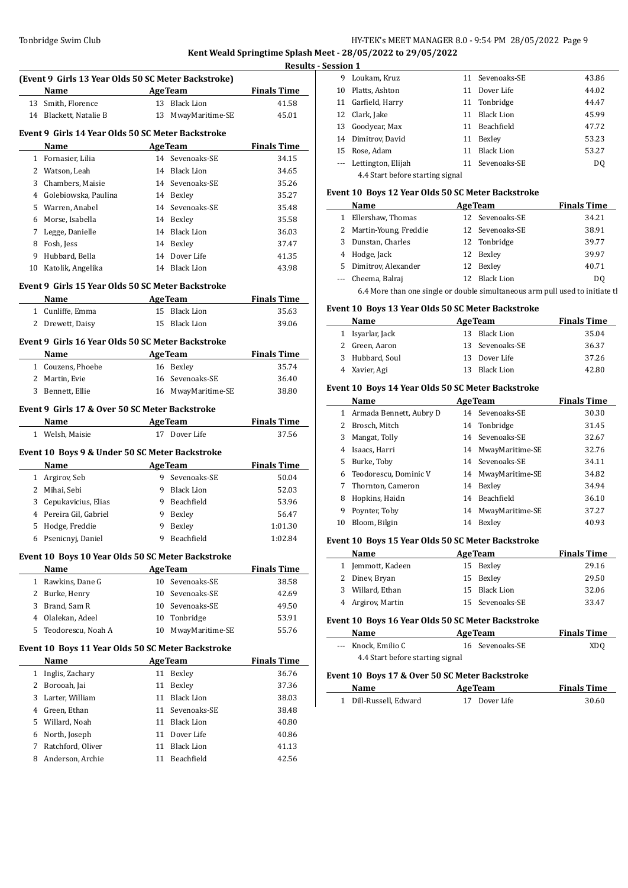**Kent Weald Springtime Splash Meet - 28/05/2022 to 29/05/2022**

**Results - Session 1**

### (Event 9 Girls 13 Year Olds 50 SC Meter Backstroke)

| | Name | Age | Team | Finals Time |
|---|---|---|---|---|
| 13 | Smith, Florence | 13 | Black Lion | 41.58 |
| 14 | Blackett, Natalie B | 13 | MwayMaritime-SE | 45.01 |

### Event 9 Girls 14 Year Olds 50 SC Meter Backstroke

| | Name | Age | Team | Finals Time |
|---|---|---|---|---|
| 1 | Fornasier, Lilia | 14 | Sevenoaks-SE | 34.15 |
| 2 | Watson, Leah | 14 | Black Lion | 34.65 |
| 3 | Chambers, Maisie | 14 | Sevenoaks-SE | 35.26 |
| 4 | Golebiowska, Paulina | 14 | Bexley | 35.27 |
| 5 | Warren, Anabel | 14 | Sevenoaks-SE | 35.48 |
| 6 | Morse, Isabella | 14 | Bexley | 35.58 |
| 7 | Legge, Danielle | 14 | Black Lion | 36.03 |
| 8 | Fosh, Jess | 14 | Bexley | 37.47 |
| 9 | Hubbard, Bella | 14 | Dover Life | 41.35 |
| 10 | Katolik, Angelika | 14 | Black Lion | 43.98 |

### Event 9 Girls 15 Year Olds 50 SC Meter Backstroke

| | Name | Age | Team | Finals Time |
|---|---|---|---|---|
| 1 | Cunliffe, Emma | 15 | Black Lion | 35.63 |
| 2 | Drewett, Daisy | 15 | Black Lion | 39.06 |

### Event 9 Girls 16 Year Olds 50 SC Meter Backstroke

| | Name | Age | Team | Finals Time |
|---|---|---|---|---|
| 1 | Couzens, Phoebe | 16 | Bexley | 35.74 |
| 2 | Martin, Evie | 16 | Sevenoaks-SE | 36.40 |
| 3 | Bennett, Ellie | 16 | MwayMaritime-SE | 38.80 |

### Event 9 Girls 17 & Over 50 SC Meter Backstroke

| | Name | Age | Team | Finals Time |
|---|---|---|---|---|
| 1 | Welsh, Maisie | 17 | Dover Life | 37.56 |

### Event 10 Boys 9 & Under 50 SC Meter Backstroke

| | Name | Age | Team | Finals Time |
|---|---|---|---|---|
| 1 | Argirov, Seb | 9 | Sevenoaks-SE | 50.04 |
| 2 | Mihai, Sebi | 9 | Black Lion | 52.03 |
| 3 | Cepukavicius, Elias | 9 | Beachfield | 53.96 |
| 4 | Pereira Gil, Gabriel | 9 | Bexley | 56.47 |
| 5 | Hodge, Freddie | 9 | Bexley | 1:01.30 |
| 6 | Psenicnyj, Daniel | 9 | Beachfield | 1:02.84 |

### Event 10 Boys 10 Year Olds 50 SC Meter Backstroke

| | Name | Age | Team | Finals Time |
|---|---|---|---|---|
| 1 | Rawkins, Dane G | 10 | Sevenoaks-SE | 38.58 |
| 2 | Burke, Henry | 10 | Sevenoaks-SE | 42.69 |
| 3 | Brand, Sam R | 10 | Sevenoaks-SE | 49.50 |
| 4 | Olalekan, Adeel | 10 | Tonbridge | 53.91 |
| 5 | Teodorescu, Noah A | 10 | MwayMaritime-SE | 55.76 |

### Event 10 Boys 11 Year Olds 50 SC Meter Backstroke

| | Name | Age | Team | Finals Time |
|---|---|---|---|---|
| 1 | Inglis, Zachary | 11 | Bexley | 36.76 |
| 2 | Borooah, Jai | 11 | Bexley | 37.36 |
| 3 | Larter, William | 11 | Black Lion | 38.03 |
| 4 | Green, Ethan | 11 | Sevenoaks-SE | 38.48 |
| 5 | Willard, Noah | 11 | Black Lion | 40.80 |
| 6 | North, Joseph | 11 | Dover Life | 40.86 |
| 7 | Ratchford, Oliver | 11 | Black Lion | 41.13 |
| 8 | Anderson, Archie | 11 | Beachfield | 42.56 |
| 9 | Loukam, Kruz | 11 | Sevenoaks-SE | 43.86 |
| 10 | Platts, Ashton | 11 | Dover Life | 44.02 |
| 11 | Garfield, Harry | 11 | Tonbridge | 44.47 |
| 12 | Clark, Jake | 11 | Black Lion | 45.99 |
| 13 | Goodyear, Max | 11 | Beachfield | 47.72 |
| 14 | Dimitrov, David | 11 | Bexley | 53.23 |
| 15 | Rose, Adam | 11 | Black Lion | 53.27 |
| --- | Lettington, Elijah | 11 | Sevenoaks-SE | DQ |

4.4 Start before starting signal

### Event 10 Boys 12 Year Olds 50 SC Meter Backstroke

| | Name | Age | Team | Finals Time |
|---|---|---|---|---|
| 1 | Ellershaw, Thomas | 12 | Sevenoaks-SE | 34.21 |
| 2 | Martin-Young, Freddie | 12 | Sevenoaks-SE | 38.91 |
| 3 | Dunstan, Charles | 12 | Tonbridge | 39.77 |
| 4 | Hodge, Jack | 12 | Bexley | 39.97 |
| 5 | Dimitrov, Alexander | 12 | Bexley | 40.71 |
| --- | Cheema, Balraj | 12 | Black Lion | DQ |

6.4 More than one single or double simultaneous arm pull used to initiate tl

### Event 10 Boys 13 Year Olds 50 SC Meter Backstroke

| | Name | Age | Team | Finals Time |
|---|---|---|---|---|
| 1 | Isyarlar, Jack | 13 | Black Lion | 35.04 |
| 2 | Green, Aaron | 13 | Sevenoaks-SE | 36.37 |
| 3 | Hubbard, Soul | 13 | Dover Life | 37.26 |
| 4 | Xavier, Agi | 13 | Black Lion | 42.80 |

### Event 10 Boys 14 Year Olds 50 SC Meter Backstroke

| | Name | Age | Team | Finals Time |
|---|---|---|---|---|
| 1 | Armada Bennett, Aubry D | 14 | Sevenoaks-SE | 30.30 |
| 2 | Brosch, Mitch | 14 | Tonbridge | 31.45 |
| 3 | Mangat, Tolly | 14 | Sevenoaks-SE | 32.67 |
| 4 | Isaacs, Harri | 14 | MwayMaritime-SE | 32.76 |
| 5 | Burke, Toby | 14 | Sevenoaks-SE | 34.11 |
| 6 | Teodorescu, Dominic V | 14 | MwayMaritime-SE | 34.82 |
| 7 | Thornton, Cameron | 14 | Bexley | 34.94 |
| 8 | Hopkins, Haidn | 14 | Beachfield | 36.10 |
| 9 | Poynter, Toby | 14 | MwayMaritime-SE | 37.27 |
| 10 | Bloom, Bilgin | 14 | Bexley | 40.93 |

### Event 10 Boys 15 Year Olds 50 SC Meter Backstroke

| | Name | Age | Team | Finals Time |
|---|---|---|---|---|
| 1 | Jemmott, Kadeen | 15 | Bexley | 29.16 |
| 2 | Dinev, Bryan | 15 | Bexley | 29.50 |
| 3 | Willard, Ethan | 15 | Black Lion | 32.06 |
| 4 | Argirov, Martin | 15 | Sevenoaks-SE | 33.47 |

### Event 10 Boys 16 Year Olds 50 SC Meter Backstroke

| | Name | Age | Team | Finals Time |
|---|---|---|---|---|
| --- | Knock, Emilio C | 16 | Sevenoaks-SE | XDQ |

4.4 Start before starting signal

### Event 10 Boys 17 & Over 50 SC Meter Backstroke

| | Name | Age | Team | Finals Time |
|---|---|---|---|---|
| 1 | Dill-Russell, Edward | 17 | Dover Life | 30.60 |